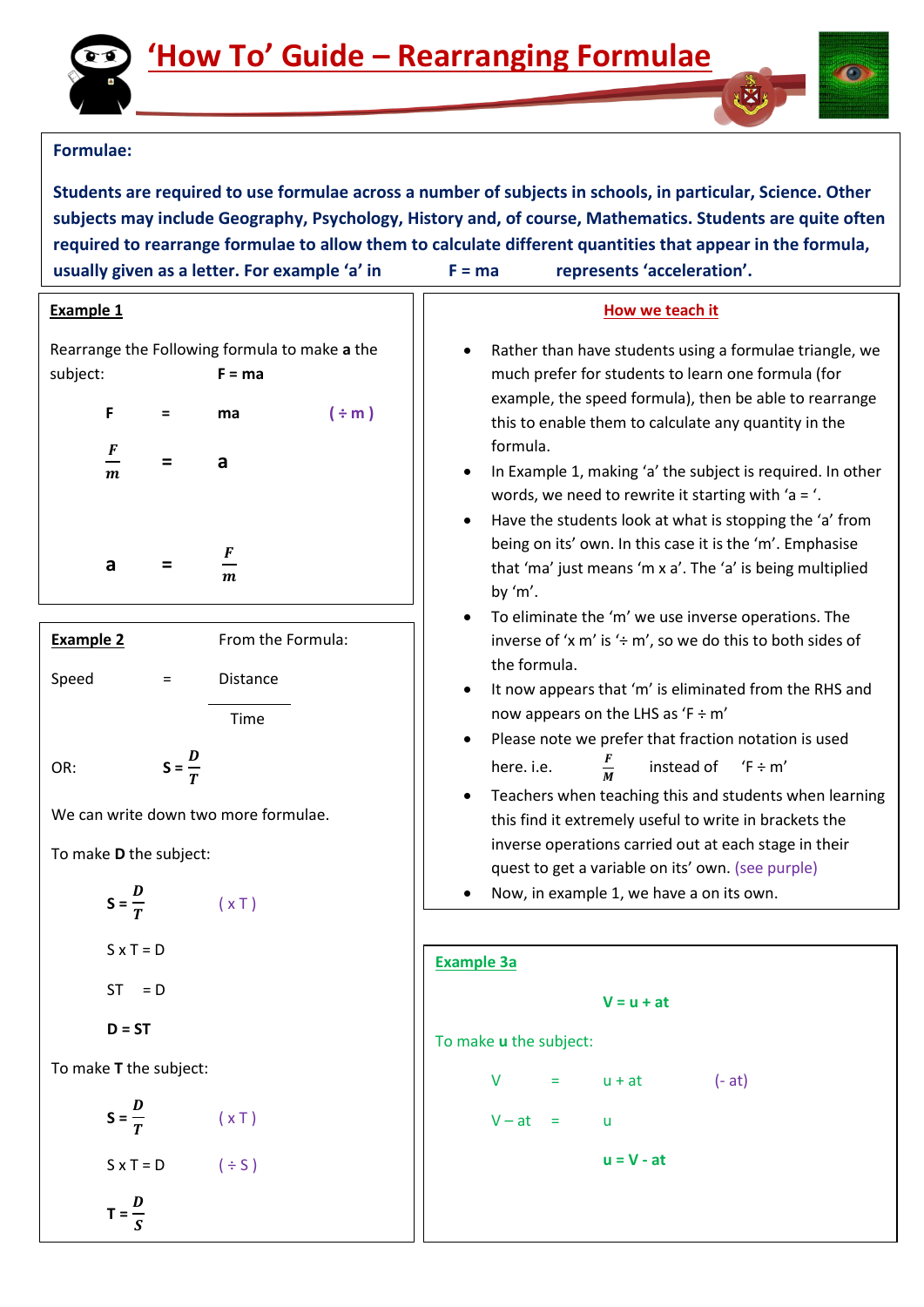# 'How To' Guide – Rearranging Formulae

**Formulae:**

**Students are required to use formulae across a number of subjects in schools, in particular, Science. Other subjects may include Geography, Psychology, History and, of course, Mathematics. Students are quite often required to rearrange formulae to allow them to calculate different quantities that appear in the formula, usually given as a letter. For example 'a' in F = ma represents 'acceleration'.**

## Example 1

Rearrange the Following formula to make **a** the subject: **F = ma**

$$F = ma \quad (\div m)$$

$$\frac{F}{m} = a$$

$$a = \frac{F}{m}$$

## How we teach it

- Rather than have students using a formulae triangle, we much prefer for students to learn one formula (for example, the speed formula), then be able to rearrange this to enable them to calculate any quantity in the formula.
- In Example 1, making 'a' the subject is required. In other words, we need to rewrite it starting with 'a = '.
- Have the students look at what is stopping the 'a' from being on its' own. In this case it is the 'm'. Emphasise that 'ma' just means 'm x a'. The 'a' is being multiplied by 'm'.
- To eliminate the 'm' we use inverse operations. The inverse of 'x m' is '÷ m', so we do this to both sides of the formula.
- It now appears that 'm' is eliminated from the RHS and now appears on the LHS as 'F ÷ m'
- Please note we prefer that fraction notation is used here. i.e. $\frac{F}{M}$ instead of 'F ÷ m'
- Teachers when teaching this and students when learning this find it extremely useful to write in brackets the inverse operations carried out at each stage in their quest to get a variable on its' own. (see purple)
- Now, in example 1, we have a on its own.

## Example 2

From the Formula:

Speed = $\frac{\text{Distance}}{\text{Time}}$

OR: $S = \frac{D}{T}$

We can write down two more formulae.

To make **D** the subject:

$$S = \frac{D}{T} \quad (\times T)$$

$$S \times T = D$$

$$ST = D$$

$$\mathbf{D = ST}$$

To make **T** the subject:

$$S = \frac{D}{T} \quad (\times T)$$

$$S \times T = D \quad (\div S)$$

$$T = \frac{D}{S}$$

## Example 3a

**V = u + at**

To make **u** the subject:

$$V = u + at \quad (-\ at)$$

$$V - at = u$$

$$\mathbf{u = V - at}$$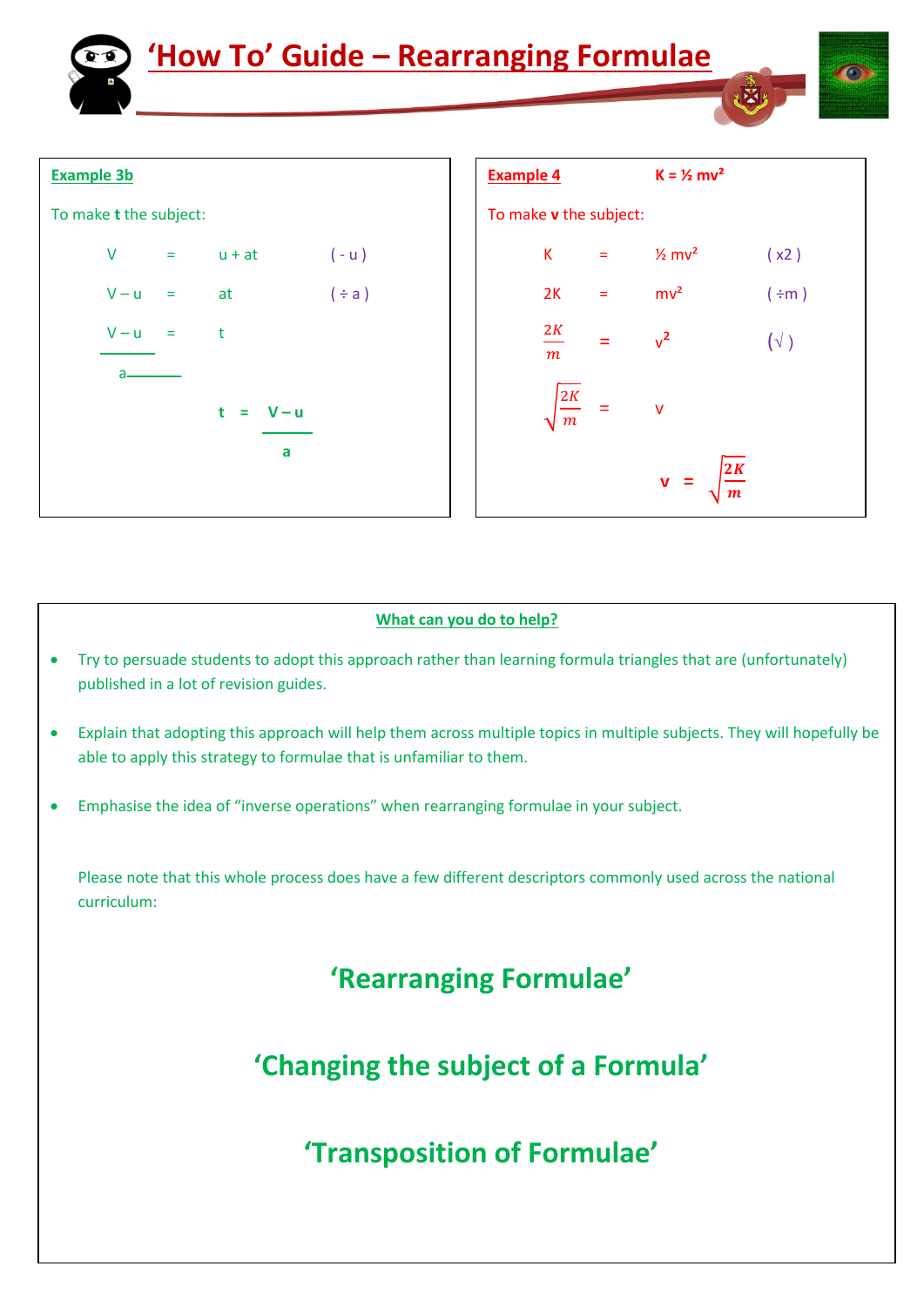# ‘How To’ Guide – Rearranging Formulae

**Example 3b**

To make **t** the subject:

| | | | |
|---|---|---|---|
| $V$ | = | $u + at$ | ( - u ) |
| $V - u$ | = | $at$ | ( ÷ a ) |
| $\frac{V-u}{a}$ | = | $t$ | |

$$t = \frac{V - u}{a}$$

**Example 4** $K = \frac{1}{2}mv^2$

To make **v** the subject:

| | | | |
|---|---|---|---|
| $K$ | = | $\frac{1}{2}mv^2$ | ( x2 ) |
| $2K$ | = | $mv^2$ | ( ÷m ) |
| $\frac{2K}{m}$ | = | $v^2$ | ( √ ) |
| $\sqrt{\frac{2K}{m}}$ | = | $v$ | |

$$v = \sqrt{\frac{2K}{m}}$$

## What can you do to help?

- Try to persuade students to adopt this approach rather than learning formula triangles that are (unfortunately) published in a lot of revision guides.
- Explain that adopting this approach will help them across multiple topics in multiple subjects. They will hopefully be able to apply this strategy to formulae that is unfamiliar to them.
- Emphasise the idea of “inverse operations” when rearranging formulae in your subject.

Please note that this whole process does have a few different descriptors commonly used across the national curriculum:

**‘Rearranging Formulae’**

**‘Changing the subject of a Formula’**

**‘Transposition of Formulae’**